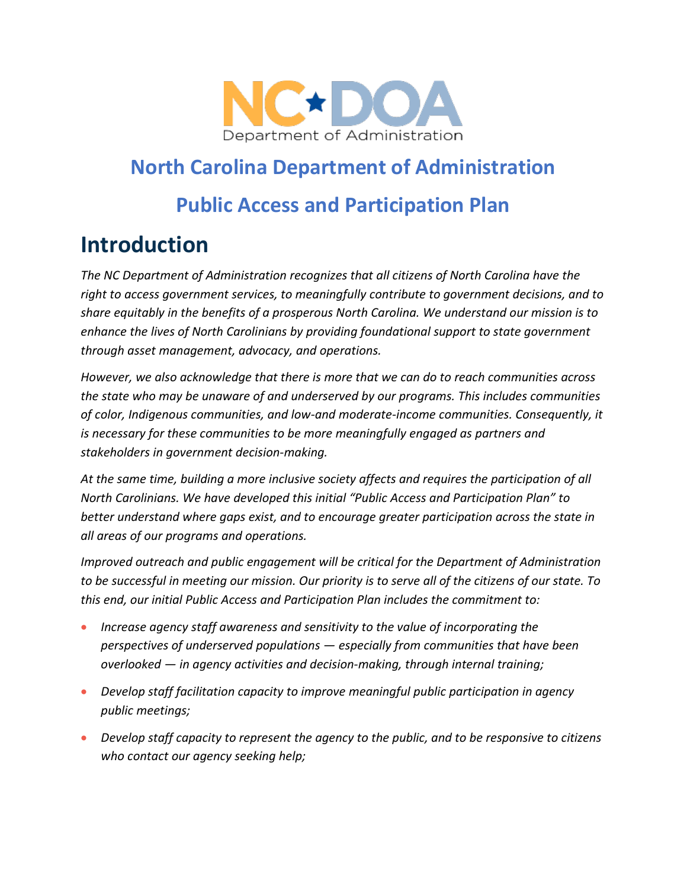# North Carolina Department of Administration

## Public Access and Participation Plan

# Introduction

*The NC Department of Administration recognizes that all citizens of North Carolina have the right to access government services, to meaningfully contribute to government decisions, and to share equitably in the benefits of a prosperous North Carolina. We understand our mission is to enhance the lives of North Carolinians by providing foundational support to state government through asset management, advocacy, and operations.*

*However, we also acknowledge that there is more that we can do to reach communities across the state who may be unaware of and underserved by our programs. This includes communities of color, Indigenous communities, and low-and moderate-income communities. Consequently, it is necessary for these communities to be more meaningfully engaged as partners and stakeholders in government decision-making.*

*At the same time, building a more inclusive society affects and requires the participation of all North Carolinians. We have developed this initial "Public Access and Participation Plan" to better understand where gaps exist, and to encourage greater participation across the state in all areas of our programs and operations.*

*Improved outreach and public engagement will be critical for the Department of Administration to be successful in meeting our mission. Our priority is to serve all of the citizens of our state. To this end, our initial Public Access and Participation Plan includes the commitment to:*

- *Increase agency staff awareness and sensitivity to the value of incorporating the perspectives of underserved populations — especially from communities that have been overlooked — in agency activities and decision-making, through internal training;*
- *Develop staff facilitation capacity to improve meaningful public participation in agency public meetings;*
- *Develop staff capacity to represent the agency to the public, and to be responsive to citizens who contact our agency seeking help;*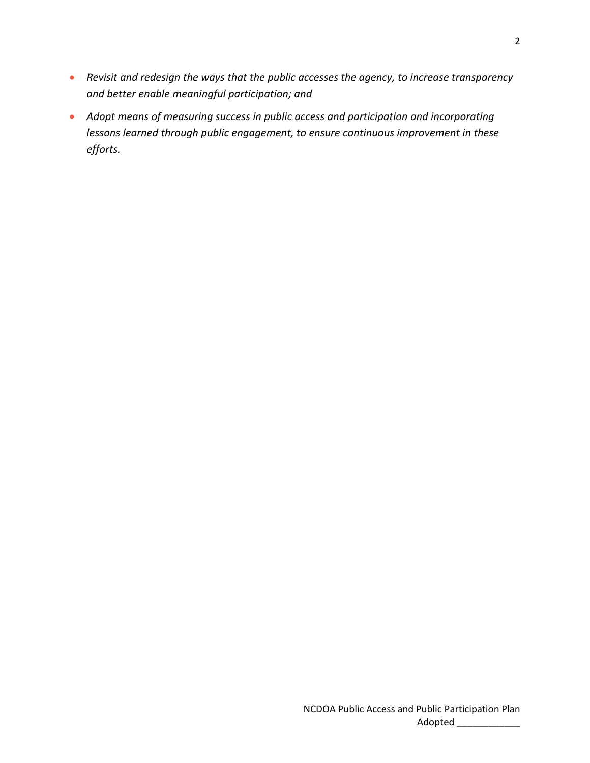- *Revisit and redesign the ways that the public accesses the agency, to increase transparency and better enable meaningful participation; and*
- *Adopt means of measuring success in public access and participation and incorporating lessons learned through public engagement, to ensure continuous improvement in these efforts.*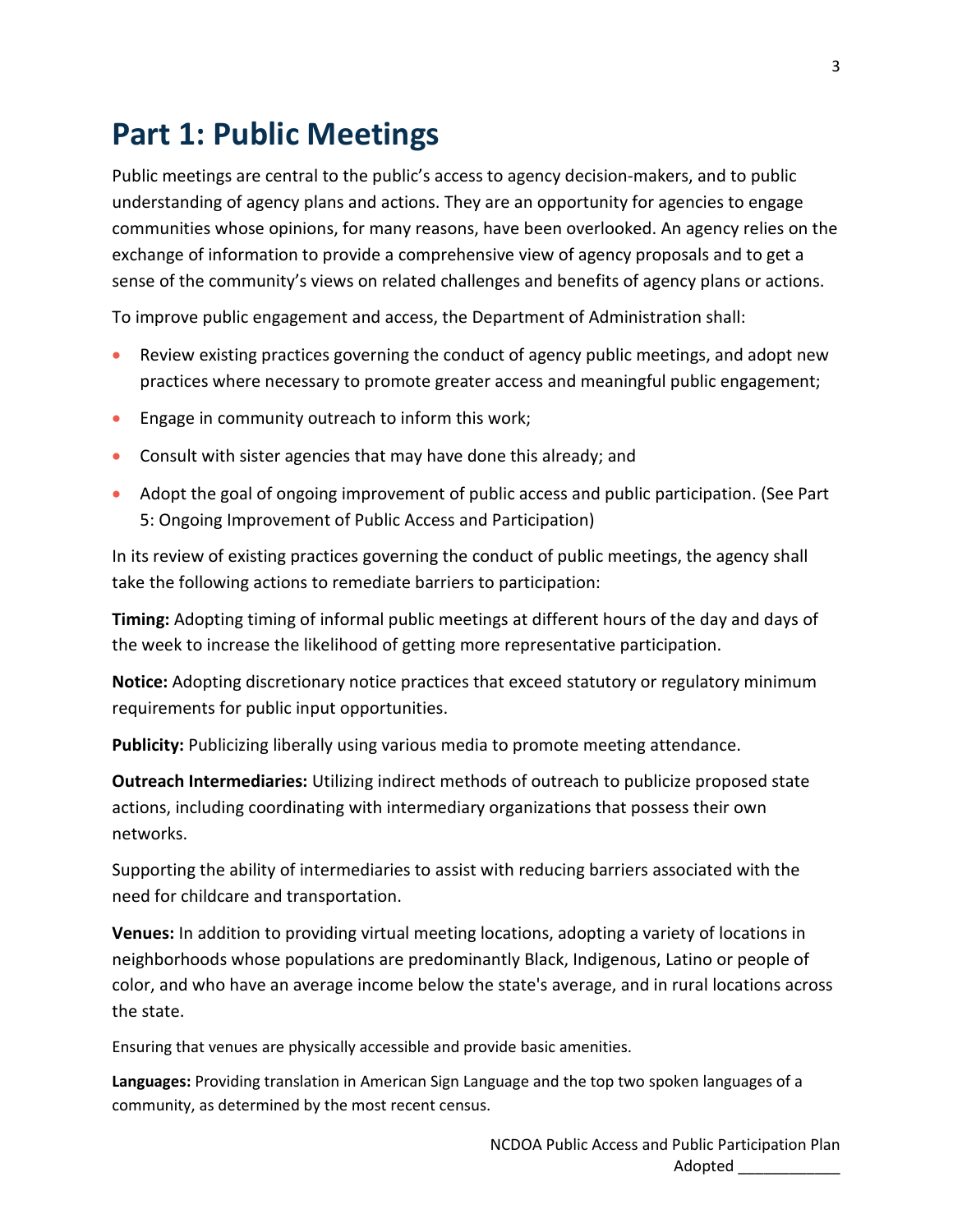# Part 1: Public Meetings

Public meetings are central to the public's access to agency decision-makers, and to public understanding of agency plans and actions. They are an opportunity for agencies to engage communities whose opinions, for many reasons, have been overlooked. An agency relies on the exchange of information to provide a comprehensive view of agency proposals and to get a sense of the community's views on related challenges and benefits of agency plans or actions.

To improve public engagement and access, the Department of Administration shall:

- Review existing practices governing the conduct of agency public meetings, and adopt new practices where necessary to promote greater access and meaningful public engagement;
- Engage in community outreach to inform this work;
- Consult with sister agencies that may have done this already; and
- Adopt the goal of ongoing improvement of public access and public participation. (See Part 5: Ongoing Improvement of Public Access and Participation)

In its review of existing practices governing the conduct of public meetings, the agency shall take the following actions to remediate barriers to participation:

**Timing:** Adopting timing of informal public meetings at different hours of the day and days of the week to increase the likelihood of getting more representative participation.

**Notice:** Adopting discretionary notice practices that exceed statutory or regulatory minimum requirements for public input opportunities.

**Publicity:** Publicizing liberally using various media to promote meeting attendance.

**Outreach Intermediaries:** Utilizing indirect methods of outreach to publicize proposed state actions, including coordinating with intermediary organizations that possess their own networks.

Supporting the ability of intermediaries to assist with reducing barriers associated with the need for childcare and transportation.

**Venues:** In addition to providing virtual meeting locations, adopting a variety of locations in neighborhoods whose populations are predominantly Black, Indigenous, Latino or people of color, and who have an average income below the state's average, and in rural locations across the state.

Ensuring that venues are physically accessible and provide basic amenities.

**Languages:** Providing translation in American Sign Language and the top two spoken languages of a community, as determined by the most recent census.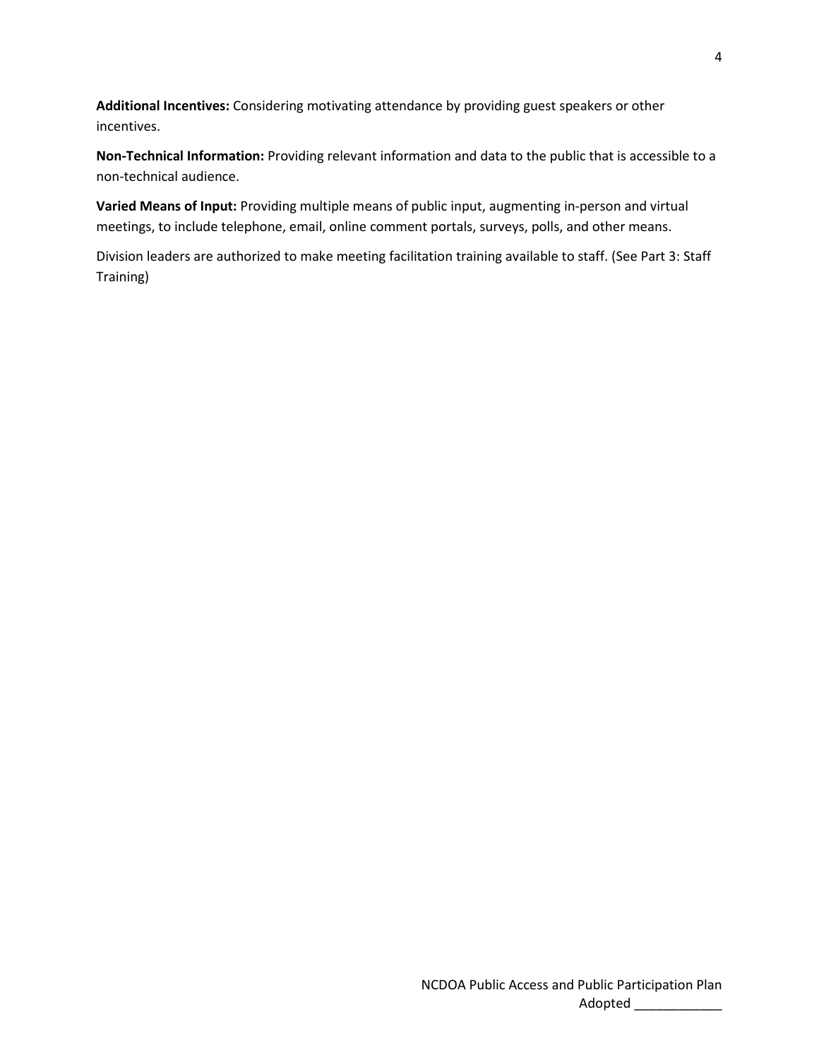**Additional Incentives:** Considering motivating attendance by providing guest speakers or other incentives.

**Non-Technical Information:** Providing relevant information and data to the public that is accessible to a non-technical audience.

**Varied Means of Input:** Providing multiple means of public input, augmenting in-person and virtual meetings, to include telephone, email, online comment portals, surveys, polls, and other means.

Division leaders are authorized to make meeting facilitation training available to staff. (See Part 3: Staff Training)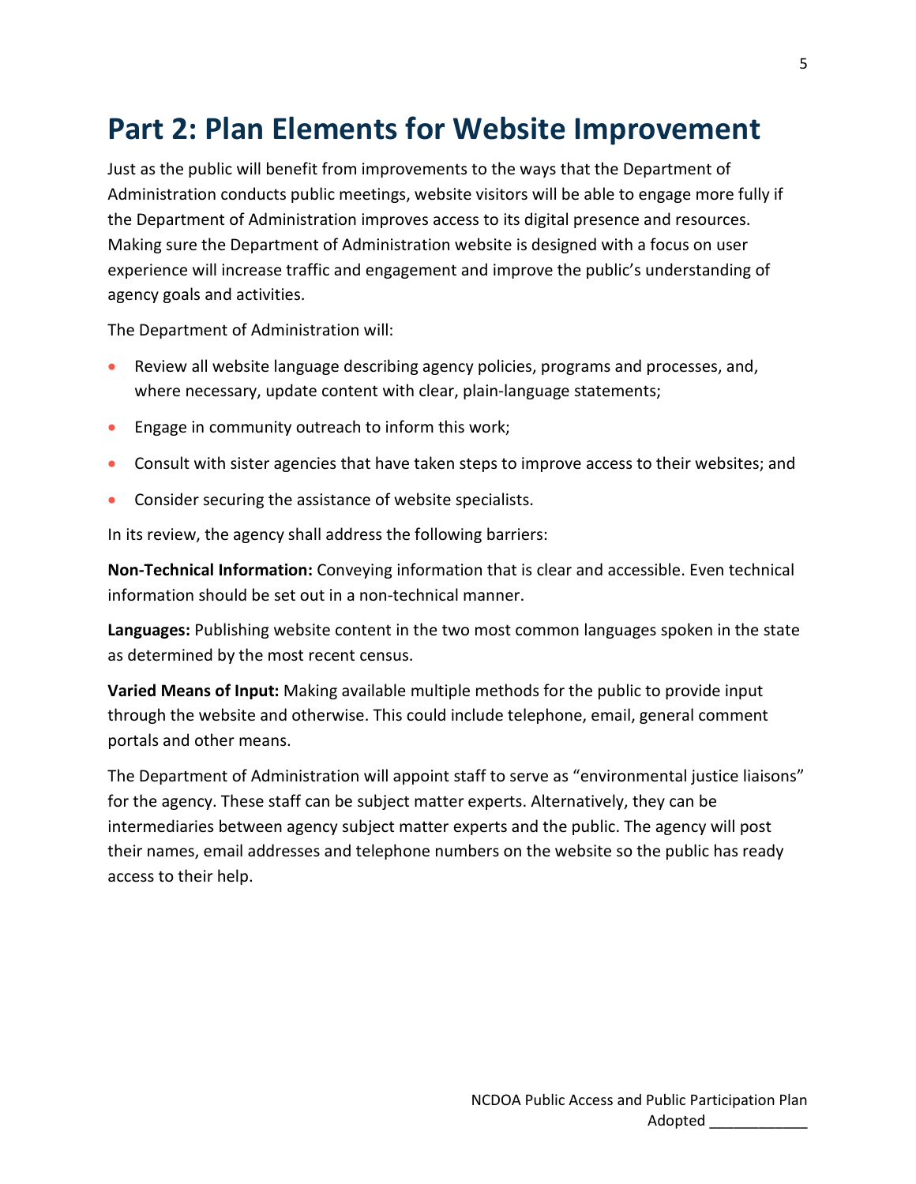# Part 2: Plan Elements for Website Improvement

Just as the public will benefit from improvements to the ways that the Department of Administration conducts public meetings, website visitors will be able to engage more fully if the Department of Administration improves access to its digital presence and resources. Making sure the Department of Administration website is designed with a focus on user experience will increase traffic and engagement and improve the public's understanding of agency goals and activities.

The Department of Administration will:

- Review all website language describing agency policies, programs and processes, and, where necessary, update content with clear, plain-language statements;
- Engage in community outreach to inform this work;
- Consult with sister agencies that have taken steps to improve access to their websites; and
- Consider securing the assistance of website specialists.

In its review, the agency shall address the following barriers:

**Non-Technical Information:** Conveying information that is clear and accessible. Even technical information should be set out in a non-technical manner.

**Languages:** Publishing website content in the two most common languages spoken in the state as determined by the most recent census.

**Varied Means of Input:** Making available multiple methods for the public to provide input through the website and otherwise. This could include telephone, email, general comment portals and other means.

The Department of Administration will appoint staff to serve as "environmental justice liaisons" for the agency. These staff can be subject matter experts. Alternatively, they can be intermediaries between agency subject matter experts and the public. The agency will post their names, email addresses and telephone numbers on the website so the public has ready access to their help.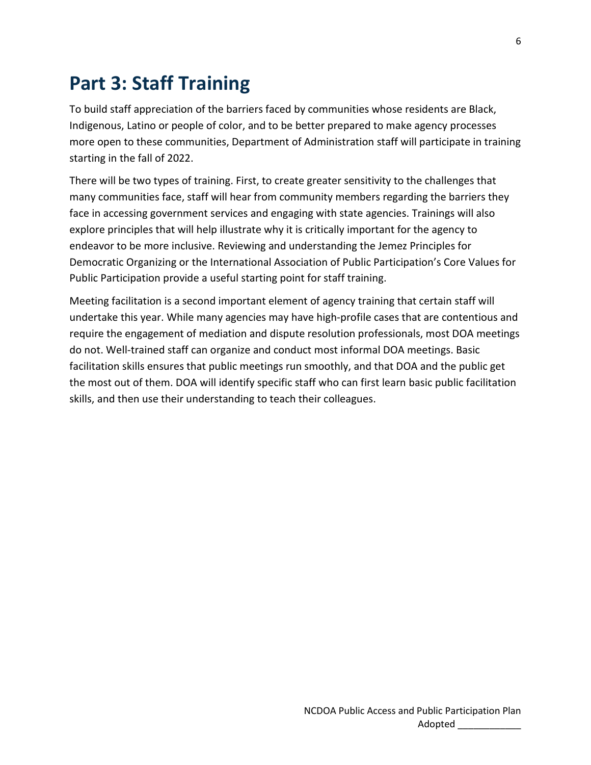# Part 3: Staff Training

To build staff appreciation of the barriers faced by communities whose residents are Black, Indigenous, Latino or people of color, and to be better prepared to make agency processes more open to these communities, Department of Administration staff will participate in training starting in the fall of 2022.

There will be two types of training. First, to create greater sensitivity to the challenges that many communities face, staff will hear from community members regarding the barriers they face in accessing government services and engaging with state agencies. Trainings will also explore principles that will help illustrate why it is critically important for the agency to endeavor to be more inclusive. Reviewing and understanding the Jemez Principles for Democratic Organizing or the International Association of Public Participation's Core Values for Public Participation provide a useful starting point for staff training.

Meeting facilitation is a second important element of agency training that certain staff will undertake this year. While many agencies may have high-profile cases that are contentious and require the engagement of mediation and dispute resolution professionals, most DOA meetings do not. Well-trained staff can organize and conduct most informal DOA meetings. Basic facilitation skills ensures that public meetings run smoothly, and that DOA and the public get the most out of them. DOA will identify specific staff who can first learn basic public facilitation skills, and then use their understanding to teach their colleagues.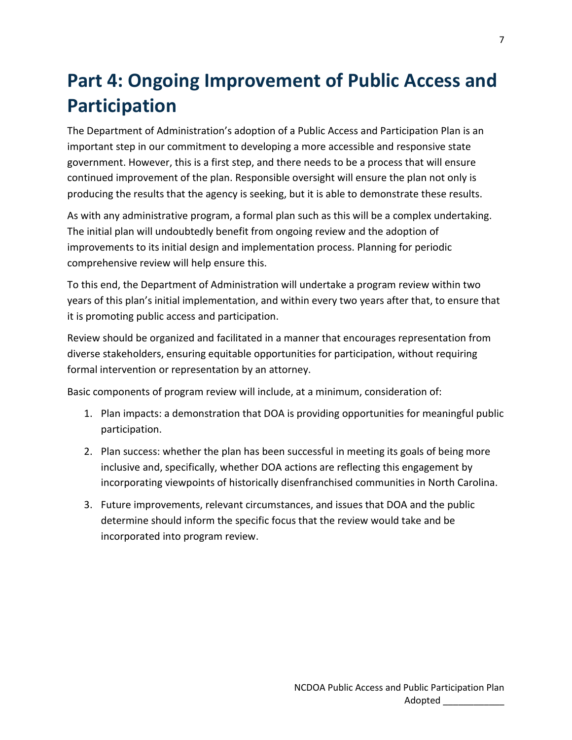# Part 4: Ongoing Improvement of Public Access and Participation

The Department of Administration's adoption of a Public Access and Participation Plan is an important step in our commitment to developing a more accessible and responsive state government. However, this is a first step, and there needs to be a process that will ensure continued improvement of the plan. Responsible oversight will ensure the plan not only is producing the results that the agency is seeking, but it is able to demonstrate these results.

As with any administrative program, a formal plan such as this will be a complex undertaking. The initial plan will undoubtedly benefit from ongoing review and the adoption of improvements to its initial design and implementation process. Planning for periodic comprehensive review will help ensure this.

To this end, the Department of Administration will undertake a program review within two years of this plan's initial implementation, and within every two years after that, to ensure that it is promoting public access and participation.

Review should be organized and facilitated in a manner that encourages representation from diverse stakeholders, ensuring equitable opportunities for participation, without requiring formal intervention or representation by an attorney.

Basic components of program review will include, at a minimum, consideration of:

1. Plan impacts: a demonstration that DOA is providing opportunities for meaningful public participation.
2. Plan success: whether the plan has been successful in meeting its goals of being more inclusive and, specifically, whether DOA actions are reflecting this engagement by incorporating viewpoints of historically disenfranchised communities in North Carolina.
3. Future improvements, relevant circumstances, and issues that DOA and the public determine should inform the specific focus that the review would take and be incorporated into program review.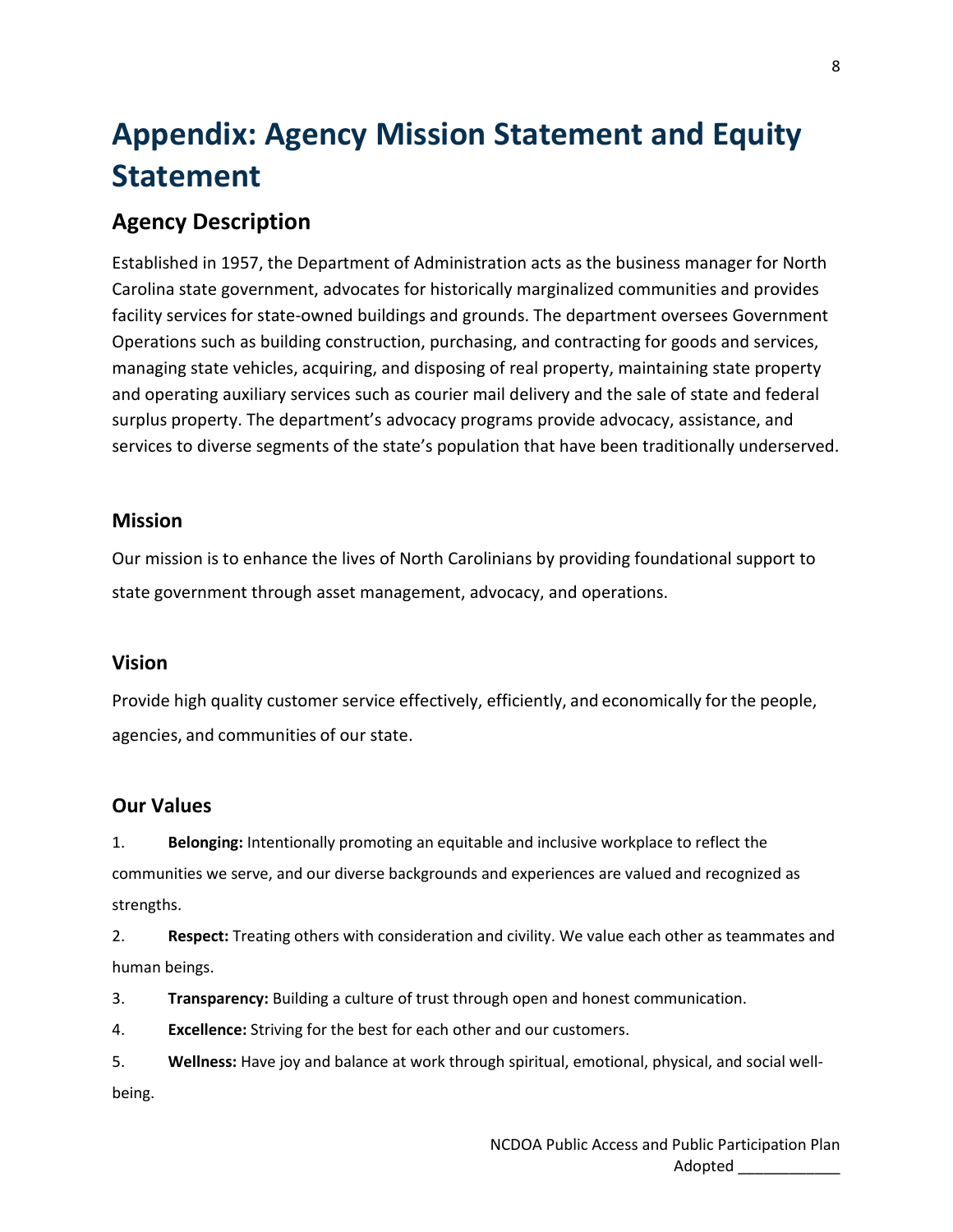# Appendix: Agency Mission Statement and Equity Statement

## Agency Description

Established in 1957, the Department of Administration acts as the business manager for North Carolina state government, advocates for historically marginalized communities and provides facility services for state-owned buildings and grounds. The department oversees Government Operations such as building construction, purchasing, and contracting for goods and services, managing state vehicles, acquiring, and disposing of real property, maintaining state property and operating auxiliary services such as courier mail delivery and the sale of state and federal surplus property. The department's advocacy programs provide advocacy, assistance, and services to diverse segments of the state's population that have been traditionally underserved.

### Mission

Our mission is to enhance the lives of North Carolinians by providing foundational support to state government through asset management, advocacy, and operations.

### Vision

Provide high quality customer service effectively, efficiently, and economically for the people, agencies, and communities of our state.

### Our Values

1. **Belonging:** Intentionally promoting an equitable and inclusive workplace to reflect the communities we serve, and our diverse backgrounds and experiences are valued and recognized as strengths.
2. **Respect:** Treating others with consideration and civility. We value each other as teammates and human beings.
3. **Transparency:** Building a culture of trust through open and honest communication.
4. **Excellence:** Striving for the best for each other and our customers.
5. **Wellness:** Have joy and balance at work through spiritual, emotional, physical, and social well-being.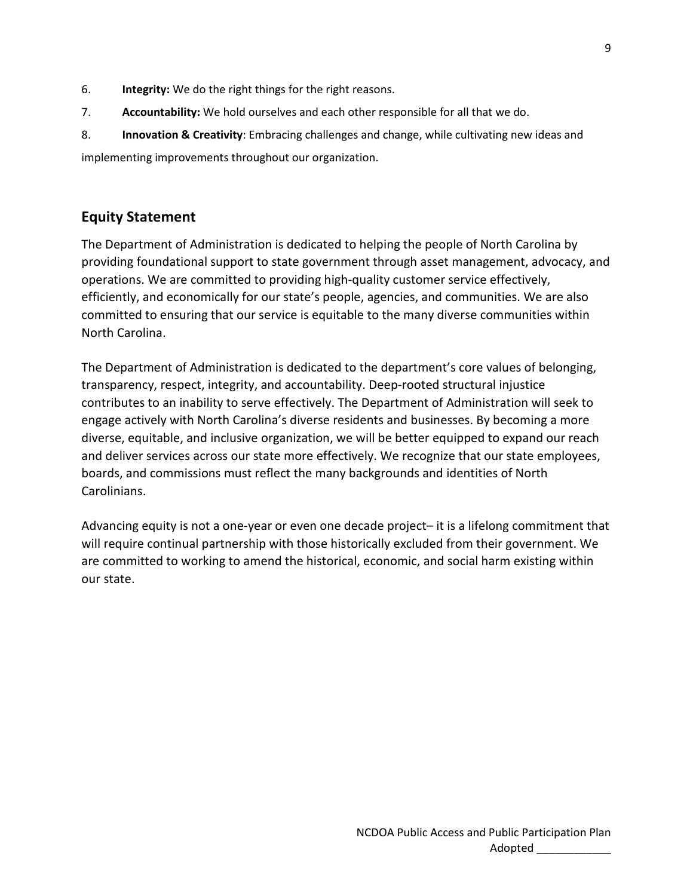6. **Integrity:** We do the right things for the right reasons.
7. **Accountability:** We hold ourselves and each other responsible for all that we do.
8. **Innovation & Creativity**: Embracing challenges and change, while cultivating new ideas and implementing improvements throughout our organization.

## Equity Statement

The Department of Administration is dedicated to helping the people of North Carolina by providing foundational support to state government through asset management, advocacy, and operations. We are committed to providing high-quality customer service effectively, efficiently, and economically for our state's people, agencies, and communities. We are also committed to ensuring that our service is equitable to the many diverse communities within North Carolina.

The Department of Administration is dedicated to the department's core values of belonging, transparency, respect, integrity, and accountability. Deep-rooted structural injustice contributes to an inability to serve effectively. The Department of Administration will seek to engage actively with North Carolina's diverse residents and businesses. By becoming a more diverse, equitable, and inclusive organization, we will be better equipped to expand our reach and deliver services across our state more effectively. We recognize that our state employees, boards, and commissions must reflect the many backgrounds and identities of North Carolinians.

Advancing equity is not a one-year or even one decade project– it is a lifelong commitment that will require continual partnership with those historically excluded from their government. We are committed to working to amend the historical, economic, and social harm existing within our state.